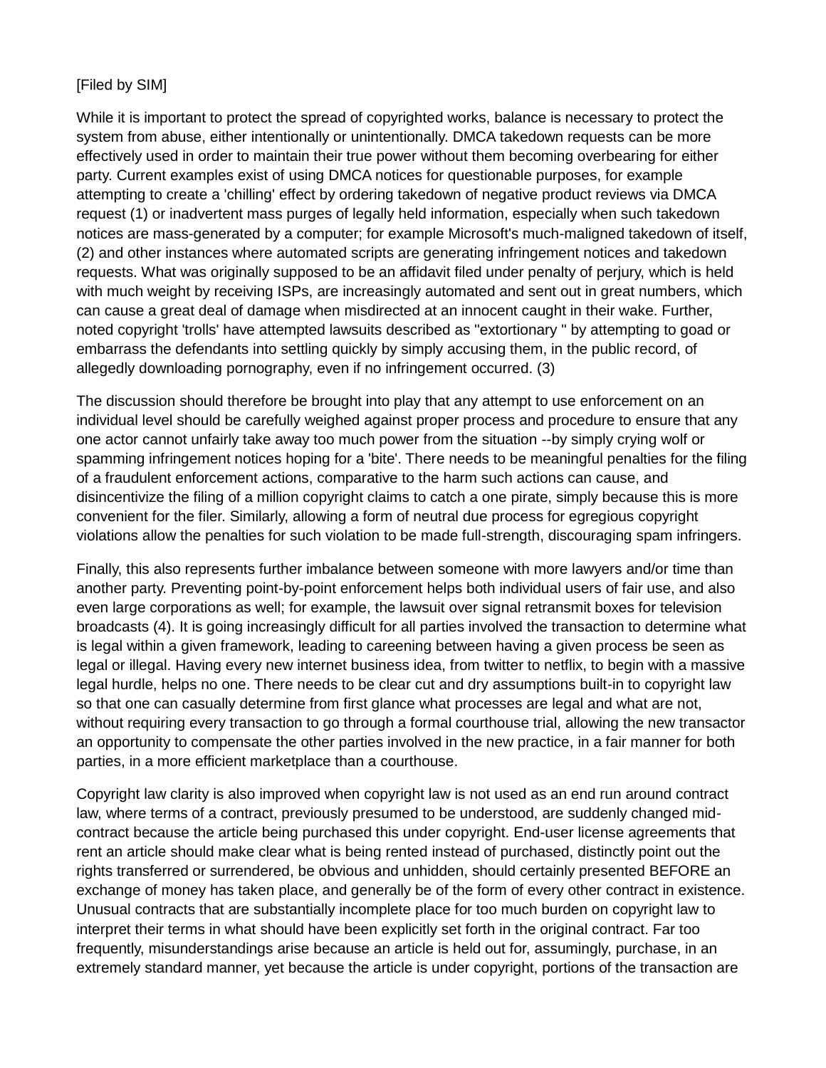[Filed by SIM]

While it is important to protect the spread of copyrighted works, balance is necessary to protect the system from abuse, either intentionally or unintentionally. DMCA takedown requests can be more effectively used in order to maintain their true power without them becoming overbearing for either party. Current examples exist of using DMCA notices for questionable purposes, for example attempting to create a 'chilling' effect by ordering takedown of negative product reviews via DMCA request (1) or inadvertent mass purges of legally held information, especially when such takedown notices are mass-generated by a computer; for example Microsoft's much-maligned takedown of itself, (2) and other instances where automated scripts are generating infringement notices and takedown requests. What was originally supposed to be an affidavit filed under penalty of perjury, which is held with much weight by receiving ISPs, are increasingly automated and sent out in great numbers, which can cause a great deal of damage when misdirected at an innocent caught in their wake. Further, noted copyright 'trolls' have attempted lawsuits described as "extortionary " by attempting to goad or embarrass the defendants into settling quickly by simply accusing them, in the public record, of allegedly downloading pornography, even if no infringement occurred. (3)

The discussion should therefore be brought into play that any attempt to use enforcement on an individual level should be carefully weighed against proper process and procedure to ensure that any one actor cannot unfairly take away too much power from the situation --by simply crying wolf or spamming infringement notices hoping for a 'bite'. There needs to be meaningful penalties for the filing of a fraudulent enforcement actions, comparative to the harm such actions can cause, and disincentivize the filing of a million copyright claims to catch a one pirate, simply because this is more convenient for the filer. Similarly, allowing a form of neutral due process for egregious copyright violations allow the penalties for such violation to be made full-strength, discouraging spam infringers.

Finally, this also represents further imbalance between someone with more lawyers and/or time than another party. Preventing point-by-point enforcement helps both individual users of fair use, and also even large corporations as well; for example, the lawsuit over signal retransmit boxes for television broadcasts (4). It is going increasingly difficult for all parties involved the transaction to determine what is legal within a given framework, leading to careening between having a given process be seen as legal or illegal. Having every new internet business idea, from twitter to netflix, to begin with a massive legal hurdle, helps no one. There needs to be clear cut and dry assumptions built-in to copyright law so that one can casually determine from first glance what processes are legal and what are not, without requiring every transaction to go through a formal courthouse trial, allowing the new transactor an opportunity to compensate the other parties involved in the new practice, in a fair manner for both parties, in a more efficient marketplace than a courthouse.

Copyright law clarity is also improved when copyright law is not used as an end run around contract law, where terms of a contract, previously presumed to be understood, are suddenly changed mid-contract because the article being purchased this under copyright. End-user license agreements that rent an article should make clear what is being rented instead of purchased, distinctly point out the rights transferred or surrendered, be obvious and unhidden, should certainly presented BEFORE an exchange of money has taken place, and generally be of the form of every other contract in existence. Unusual contracts that are substantially incomplete place for too much burden on copyright law to interpret their terms in what should have been explicitly set forth in the original contract. Far too frequently, misunderstandings arise because an article is held out for, assumingly, purchase, in an extremely standard manner, yet because the article is under copyright, portions of the transaction are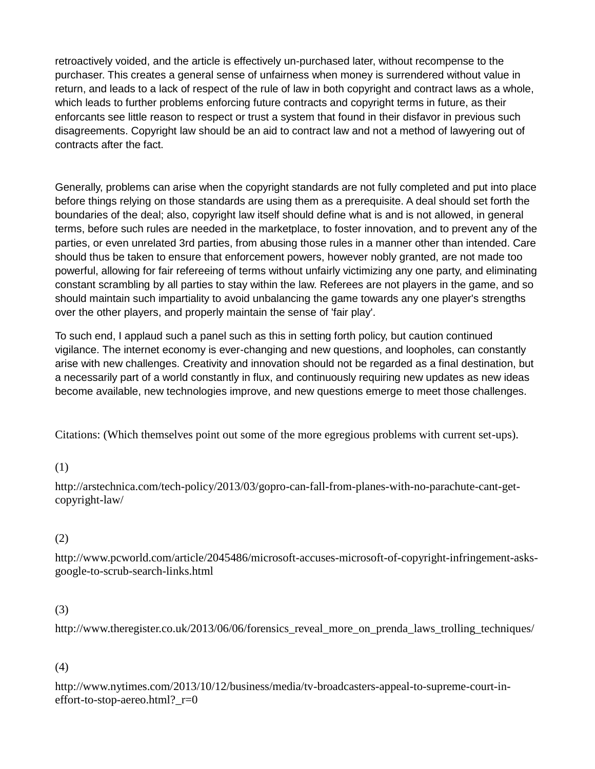retroactively voided, and the article is effectively un-purchased later, without recompense to the purchaser. This creates a general sense of unfairness when money is surrendered without value in return, and leads to a lack of respect of the rule of law in both copyright and contract laws as a whole, which leads to further problems enforcing future contracts and copyright terms in future, as their enforcants see little reason to respect or trust a system that found in their disfavor in previous such disagreements. Copyright law should be an aid to contract law and not a method of lawyering out of contracts after the fact.

Generally, problems can arise when the copyright standards are not fully completed and put into place before things relying on those standards are using them as a prerequisite. A deal should set forth the boundaries of the deal; also, copyright law itself should define what is and is not allowed, in general terms, before such rules are needed in the marketplace, to foster innovation, and to prevent any of the parties, or even unrelated 3rd parties, from abusing those rules in a manner other than intended. Care should thus be taken to ensure that enforcement powers, however nobly granted, are not made too powerful, allowing for fair refereeing of terms without unfairly victimizing any one party, and eliminating constant scrambling by all parties to stay within the law. Referees are not players in the game, and so should maintain such impartiality to avoid unbalancing the game towards any one player's strengths over the other players, and properly maintain the sense of 'fair play'.

To such end, I applaud such a panel such as this in setting forth policy, but caution continued vigilance. The internet economy is ever-changing and new questions, and loopholes, can constantly arise with new challenges. Creativity and innovation should not be regarded as a final destination, but a necessarily part of a world constantly in flux, and continuously requiring new updates as new ideas become available, new technologies improve, and new questions emerge to meet those challenges.

Citations: (Which themselves point out some of the more egregious problems with current set-ups).

(1)

http://arstechnica.com/tech-policy/2013/03/gopro-can-fall-from-planes-with-no-parachute-cant-get-copyright-law/

(2)

http://www.pcworld.com/article/2045486/microsoft-accuses-microsoft-of-copyright-infringement-asks-google-to-scrub-search-links.html

(3)

http://www.theregister.co.uk/2013/06/06/forensics_reveal_more_on_prenda_laws_trolling_techniques/

(4)

http://www.nytimes.com/2013/10/12/business/media/tv-broadcasters-appeal-to-supreme-court-in-effort-to-stop-aereo.html?_r=0